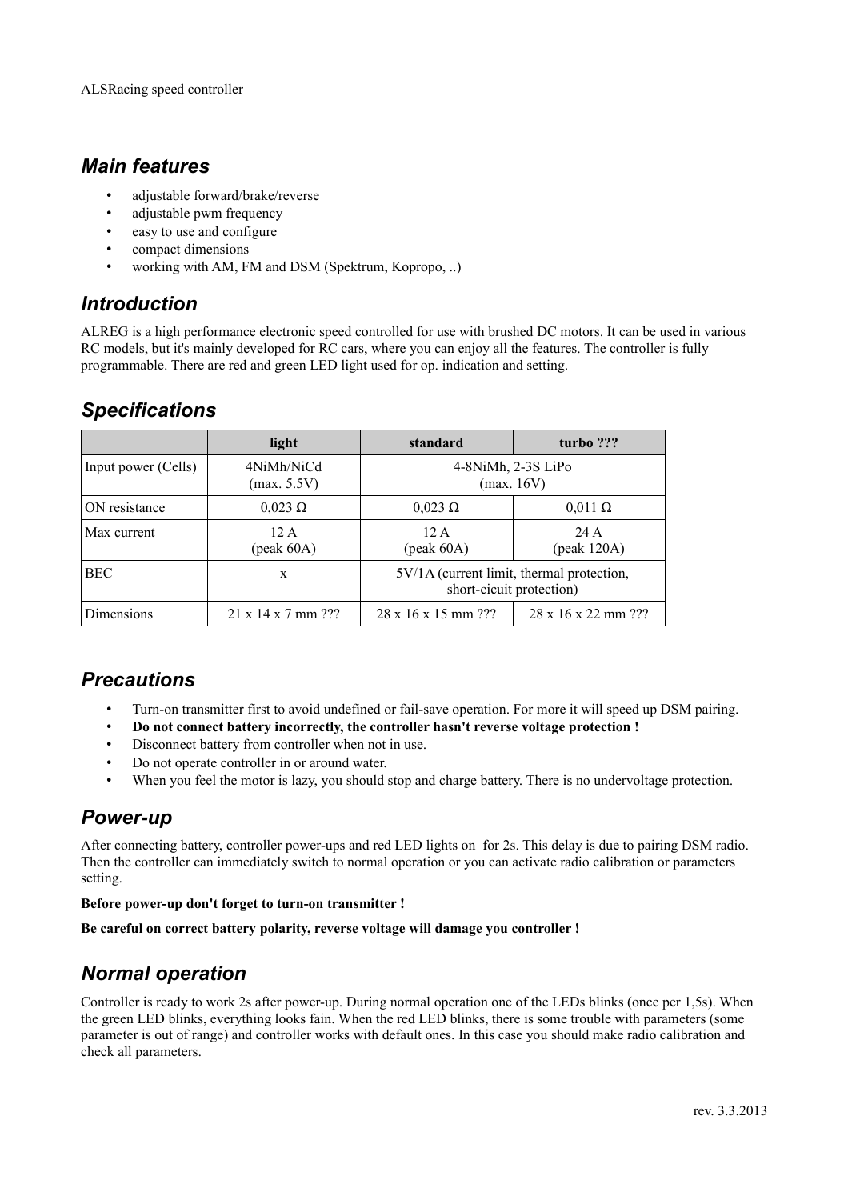ALSRacing speed controller

## Main features

- adjustable forward/brake/reverse
- adjustable pwm frequency
- easy to use and configure
- compact dimensions
- working with AM, FM and DSM (Spektrum, Kopropo, ..)

## Introduction

ALREG is a high performance electronic speed controlled for use with brushed DC motors. It can be used in various RC models, but it's mainly developed for RC cars, where you can enjoy all the features. The controller is fully programmable. There are red and green LED light used for op. indication and setting.

## Specifications

| | light | standard | turbo ??? |
|---|---|---|---|
| Input power (Cells) | 4NiMh/NiCd (max. 5.5V) | 4-8NiMh, 2-3S LiPo (max. 16V) | |
| ON resistance | 0,023 Ω | 0,023 Ω | 0,011 Ω |
| Max current | 12 A (peak 60A) | 12 A (peak 60A) | 24 A (peak 120A) |
| BEC | x | 5V/1A (current limit, thermal protection, short-cicuit protection) | |
| Dimensions | 21 x 14 x 7 mm ??? | 28 x 16 x 15 mm ??? | 28 x 16 x 22 mm ??? |

## Precautions

- Turn-on transmitter first to avoid undefined or fail-save operation. For more it will speed up DSM pairing.
- **Do not connect battery incorrectly, the controller hasn't reverse voltage protection !**
- Disconnect battery from controller when not in use.
- Do not operate controller in or around water.
- When you feel the motor is lazy, you should stop and charge battery. There is no undervoltage protection.

## Power-up

After connecting battery, controller power-ups and red LED lights on for 2s. This delay is due to pairing DSM radio. Then the controller can immediately switch to normal operation or you can activate radio calibration or parameters setting.

**Before power-up don't forget to turn-on transmitter !**

**Be careful on correct battery polarity, reverse voltage will damage you controller !**

## Normal operation

Controller is ready to work 2s after power-up. During normal operation one of the LEDs blinks (once per 1,5s). When the green LED blinks, everything looks fain. When the red LED blinks, there is some trouble with parameters (some parameter is out of range) and controller works with default ones. In this case you should make radio calibration and check all parameters.

rev. 3.3.2013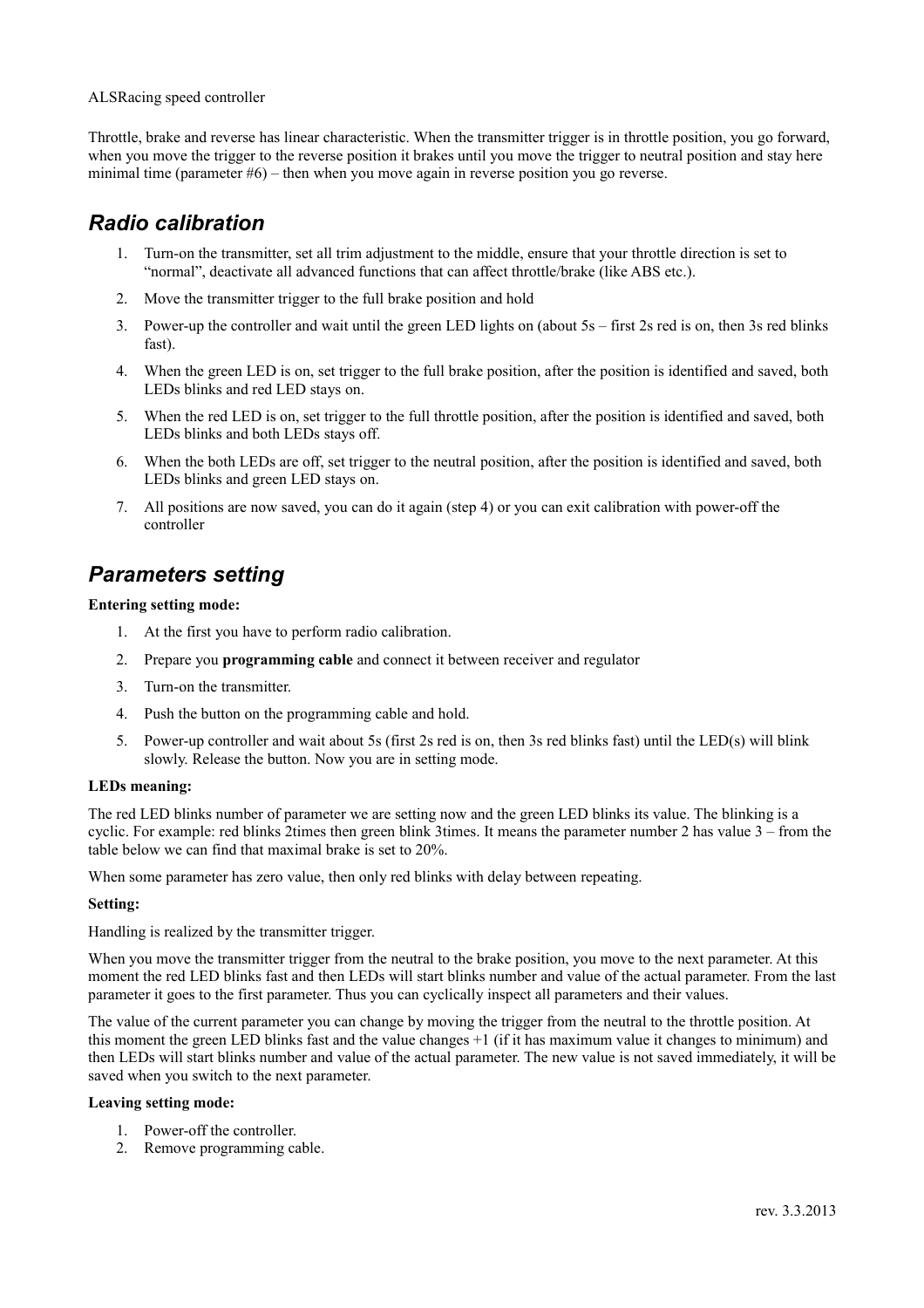ALSRacing speed controller

Throttle, brake and reverse has linear characteristic. When the transmitter trigger is in throttle position, you go forward, when you move the trigger to the reverse position it brakes until you move the trigger to neutral position and stay here minimal time (parameter #6) – then when you move again in reverse position you go reverse.

## *Radio calibration*

1. Turn-on the transmitter, set all trim adjustment to the middle, ensure that your throttle direction is set to "normal", deactivate all advanced functions that can affect throttle/brake (like ABS etc.).
2. Move the transmitter trigger to the full brake position and hold
3. Power-up the controller and wait until the green LED lights on (about 5s – first 2s red is on, then 3s red blinks fast).
4. When the green LED is on, set trigger to the full brake position, after the position is identified and saved, both LEDs blinks and red LED stays on.
5. When the red LED is on, set trigger to the full throttle position, after the position is identified and saved, both LEDs blinks and both LEDs stays off.
6. When the both LEDs are off, set trigger to the neutral position, after the position is identified and saved, both LEDs blinks and green LED stays on.
7. All positions are now saved, you can do it again (step 4) or you can exit calibration with power-off the controller

## *Parameters setting*

**Entering setting mode:**

1. At the first you have to perform radio calibration.
2. Prepare you **programming cable** and connect it between receiver and regulator
3. Turn-on the transmitter.
4. Push the button on the programming cable and hold.
5. Power-up controller and wait about 5s (first 2s red is on, then 3s red blinks fast) until the LED(s) will blink slowly. Release the button. Now you are in setting mode.

**LEDs meaning:**

The red LED blinks number of parameter we are setting now and the green LED blinks its value. The blinking is a cyclic. For example: red blinks 2times then green blink 3times. It means the parameter number 2 has value 3 – from the table below we can find that maximal brake is set to 20%.

When some parameter has zero value, then only red blinks with delay between repeating.

**Setting:**

Handling is realized by the transmitter trigger.

When you move the transmitter trigger from the neutral to the brake position, you move to the next parameter. At this moment the red LED blinks fast and then LEDs will start blinks number and value of the actual parameter. From the last parameter it goes to the first parameter. Thus you can cyclically inspect all parameters and their values.

The value of the current parameter you can change by moving the trigger from the neutral to the throttle position. At this moment the green LED blinks fast and the value changes +1 (if it has maximum value it changes to minimum) and then LEDs will start blinks number and value of the actual parameter. The new value is not saved immediately, it will be saved when you switch to the next parameter.

**Leaving setting mode:**

1. Power-off the controller.
2. Remove programming cable.

rev. 3.3.2013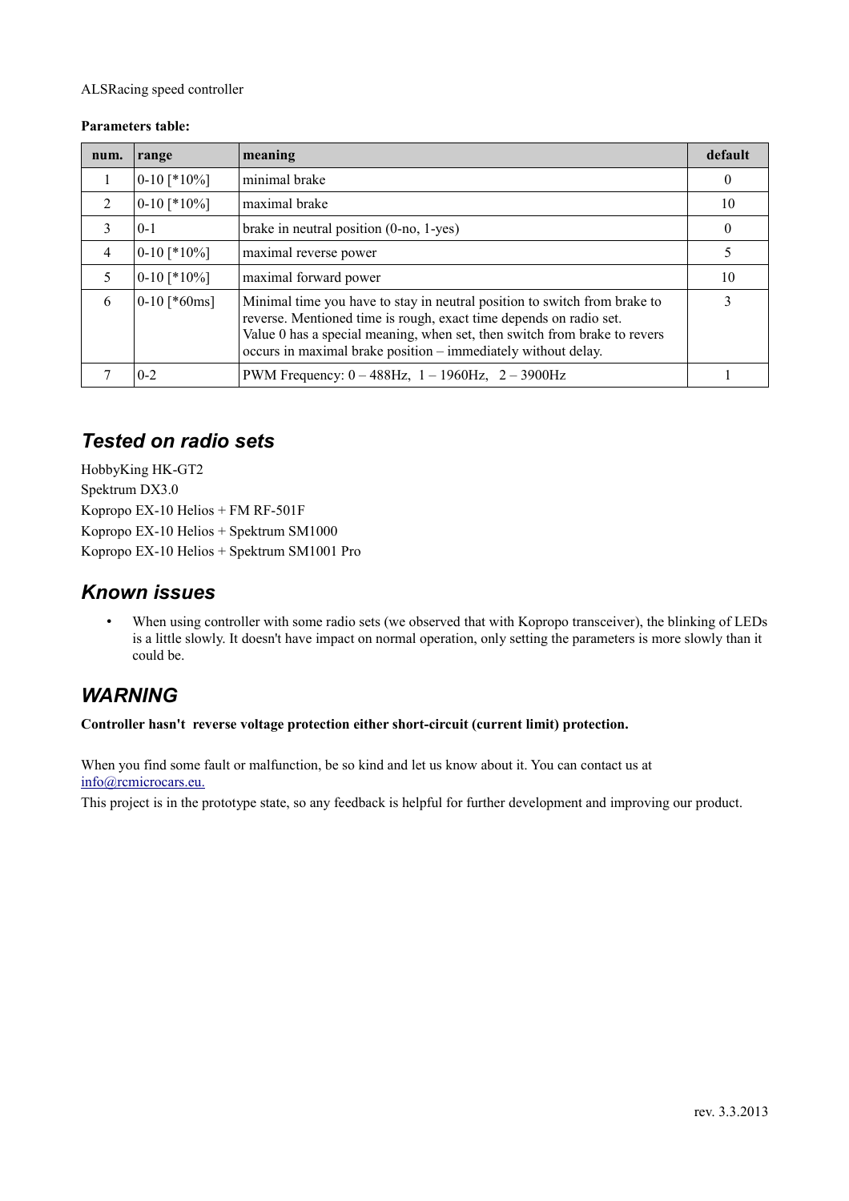ALSRacing speed controller

**Parameters table:**

| num. | range | meaning | default |
|---|---|---|---|
| 1 | 0-10 [*10%] | minimal brake | 0 |
| 2 | 0-10 [*10%] | maximal brake | 10 |
| 3 | 0-1 | brake in neutral position (0-no, 1-yes) | 0 |
| 4 | 0-10 [*10%] | maximal reverse power | 5 |
| 5 | 0-10 [*10%] | maximal forward power | 10 |
| 6 | 0-10 [*60ms] | Minimal time you have to stay in neutral position to switch from brake to reverse. Mentioned time is rough, exact time depends on radio set. Value 0 has a special meaning, when set, then switch from brake to revers occurs in maximal brake position – immediately without delay. | 3 |
| 7 | 0-2 | PWM Frequency: 0 – 488Hz, 1 – 1960Hz, 2 – 3900Hz | 1 |

## *Tested on radio sets*

HobbyKing HK-GT2
Spektrum DX3.0
Kopropo EX-10 Helios + FM RF-501F
Kopropo EX-10 Helios + Spektrum SM1000
Kopropo EX-10 Helios + Spektrum SM1001 Pro

## *Known issues*

- When using controller with some radio sets (we observed that with Kopropo transceiver), the blinking of LEDs is a little slowly. It doesn't have impact on normal operation, only setting the parameters is more slowly than it could be.

## *WARNING*

**Controller hasn't reverse voltage protection either short-circuit (current limit) protection.**

When you find some fault or malfunction, be so kind and let us know about it. You can contact us at info@rcmicrocars.eu.
This project is in the prototype state, so any feedback is helpful for further development and improving our product.

rev. 3.3.2013